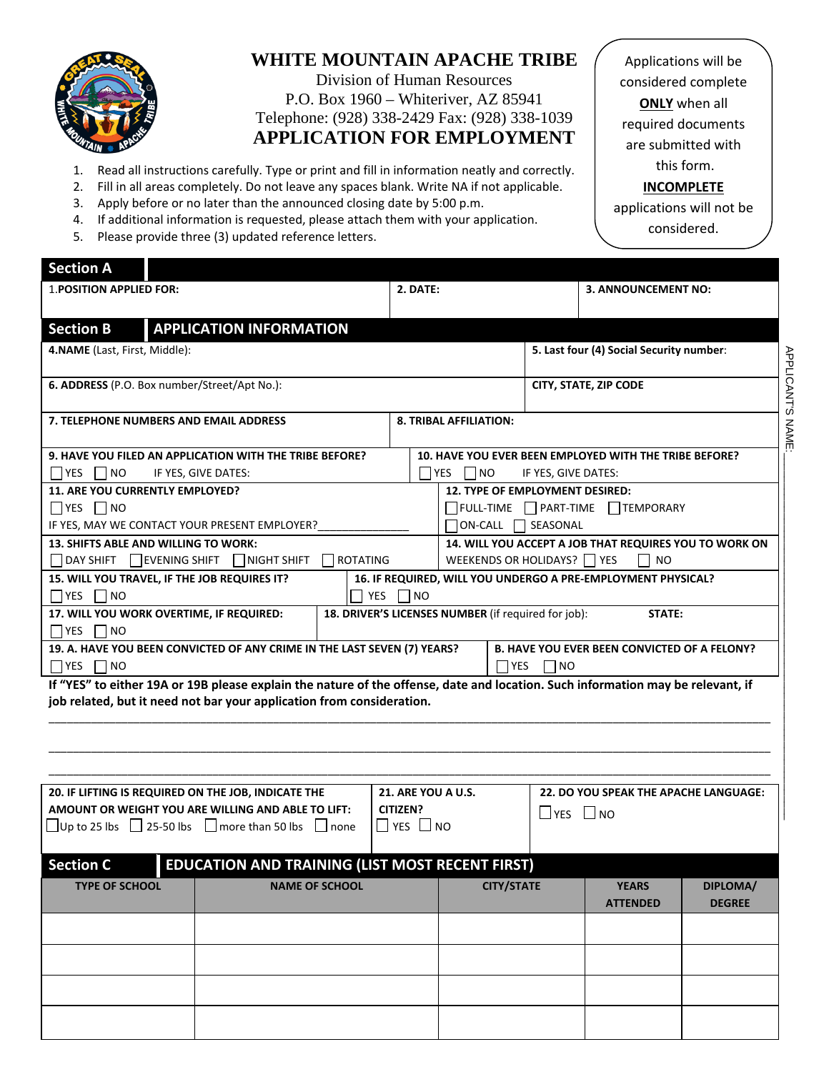# WHITE MOUNTAIN APACHE TRIBE

Division of Human Resources
P.O. Box 1960 – Whiteriver, AZ 85941
Telephone: (928) 338-2429 Fax: (928) 338-1039

## APPLICATION FOR EMPLOYMENT

Applications will be considered complete **ONLY** when all required documents are submitted with this form. **INCOMPLETE** applications will not be considered.

1. Read all instructions carefully. Type or print and fill in information neatly and correctly.
2. Fill in all areas completely. Do not leave any spaces blank. Write NA if not applicable.
3. Apply before or no later than the announced closing date by 5:00 p.m.
4. If additional information is requested, please attach them with your application.
5. Please provide three (3) updated reference letters.

APPLICANT'S NAME: ____________________

## Section A

| 1.POSITION APPLIED FOR: | 2. DATE: | 3. ANNOUNCEMENT NO: |
|---|---|---|
| | | |

## Section B APPLICATION INFORMATION

**4.NAME** (Last, First, Middle):

**5. Last four (4) Social Security number**:

**6. ADDRESS** (P.O. Box number/Street/Apt No.):

**CITY, STATE, ZIP CODE**

**7. TELEPHONE NUMBERS AND EMAIL ADDRESS**

**8. TRIBAL AFFILIATION:**

**9. HAVE YOU FILED AN APPLICATION WITH THE TRIBE BEFORE?**
☐ YES ☐ NO IF YES, GIVE DATES:

**10. HAVE YOU EVER BEEN EMPLOYED WITH THE TRIBE BEFORE?**
☐ YES ☐ NO IF YES, GIVE DATES:

**11. ARE YOU CURRENTLY EMPLOYED?**
☐ YES ☐ NO
IF YES, MAY WE CONTACT YOUR PRESENT EMPLOYER?_______________

**12. TYPE OF EMPLOYMENT DESIRED:**
☐ FULL-TIME ☐ PART-TIME ☐ TEMPORARY
☐ ON-CALL ☐ SEASONAL

**13. SHIFTS ABLE AND WILLING TO WORK:**
☐ DAY SHIFT ☐ EVENING SHIFT ☐ NIGHT SHIFT ☐ ROTATING

**14. WILL YOU ACCEPT A JOB THAT REQUIRES YOU TO WORK ON WEEKENDS OR HOLIDAYS?** ☐ YES ☐ NO

**15. WILL YOU TRAVEL, IF THE JOB REQUIRES IT?**
☐ YES ☐ NO

**16. IF REQUIRED, WILL YOU UNDERGO A PRE-EMPLOYMENT PHYSICAL?**
☐ YES ☐ NO

**17. WILL YOU WORK OVERTIME, IF REQUIRED:**
☐ YES ☐ NO

**18. DRIVER'S LICENSES NUMBER** (if required for job): **STATE:**

**19. A. HAVE YOU BEEN CONVICTED OF ANY CRIME IN THE LAST SEVEN (7) YEARS?**
☐ YES ☐ NO

**B. HAVE YOU EVER BEEN CONVICTED OF A FELONY?**
☐ YES ☐ NO

**If "YES" to either 19A or 19B please explain the nature of the offense, date and location. Such information may be relevant, if job related, but it need not bar your application from consideration.**

_______________________________________________________________________________

_______________________________________________________________________________

_______________________________________________________________________________

**20. IF LIFTING IS REQUIRED ON THE JOB, INDICATE THE AMOUNT OR WEIGHT YOU ARE WILLING AND ABLE TO LIFT:**
☐ Up to 25 lbs ☐ 25-50 lbs ☐ more than 50 lbs ☐ none

**21. ARE YOU A U.S. CITIZEN?**
☐ YES ☐ NO

**22. DO YOU SPEAK THE APACHE LANGUAGE:**
☐ YES ☐ NO

## Section C EDUCATION AND TRAINING (LIST MOST RECENT FIRST)

| TYPE OF SCHOOL | NAME OF SCHOOL | CITY/STATE | YEARS ATTENDED | DIPLOMA/ DEGREE |
|---|---|---|---|---|
| | | | | |
| | | | | |
| | | | | |
| | | | | |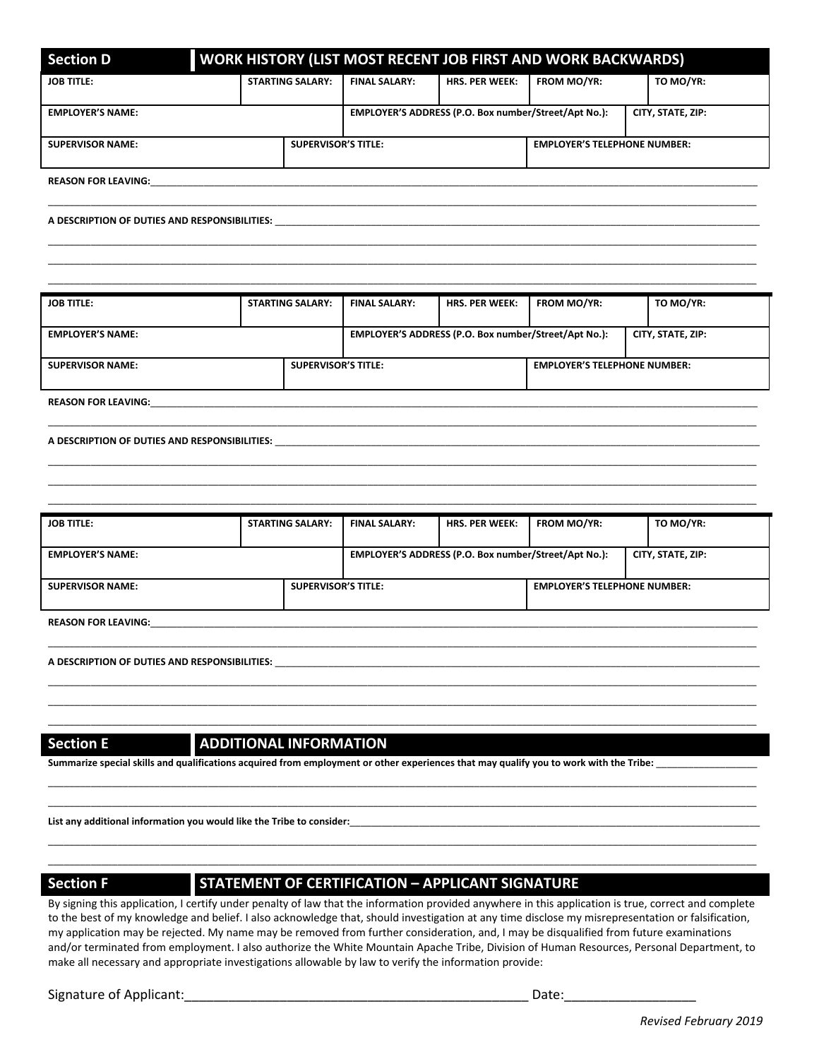## Section D — WORK HISTORY (LIST MOST RECENT JOB FIRST AND WORK BACKWARDS)

| JOB TITLE: | STARTING SALARY: | FINAL SALARY: | HRS. PER WEEK: | FROM MO/YR: | TO MO/YR: |
|---|---|---|---|---|---|
| EMPLOYER'S NAME: | | EMPLOYER'S ADDRESS (P.O. Box number/Street/Apt No.): | | | CITY, STATE, ZIP: |
| SUPERVISOR NAME: | SUPERVISOR'S TITLE: | | | EMPLOYER'S TELEPHONE NUMBER: | |

**REASON FOR LEAVING:**\_\_\_\_\_\_\_\_\_\_\_\_\_\_\_\_\_\_\_\_\_\_\_\_\_\_\_\_\_\_\_\_\_\_\_\_\_\_\_\_\_\_\_\_\_\_\_\_\_\_\_\_\_\_\_\_\_\_\_\_\_\_\_\_\_\_\_\_\_\_\_\_\_\_\_\_

\_\_\_\_\_\_\_\_\_\_\_\_\_\_\_\_\_\_\_\_\_\_\_\_\_\_\_\_\_\_\_\_\_\_\_\_\_\_\_\_\_\_\_\_\_\_\_\_\_\_\_\_\_\_\_\_\_\_\_\_\_\_\_\_\_\_\_\_\_\_\_\_\_\_\_\_\_\_\_\_\_\_\_\_\_\_\_\_\_\_\_\_\_\_

**A DESCRIPTION OF DUTIES AND RESPONSIBILITIES:** \_\_\_\_\_\_\_\_\_\_\_\_\_\_\_\_\_\_\_\_\_\_\_\_\_\_\_\_\_\_\_\_\_\_\_\_\_\_\_\_\_\_\_\_\_\_\_\_\_\_\_\_\_\_\_\_\_\_

\_\_\_\_\_\_\_\_\_\_\_\_\_\_\_\_\_\_\_\_\_\_\_\_\_\_\_\_\_\_\_\_\_\_\_\_\_\_\_\_\_\_\_\_\_\_\_\_\_\_\_\_\_\_\_\_\_\_\_\_\_\_\_\_\_\_\_\_\_\_\_\_\_\_\_\_\_\_\_\_\_\_\_\_\_\_\_\_\_\_\_\_\_\_

\_\_\_\_\_\_\_\_\_\_\_\_\_\_\_\_\_\_\_\_\_\_\_\_\_\_\_\_\_\_\_\_\_\_\_\_\_\_\_\_\_\_\_\_\_\_\_\_\_\_\_\_\_\_\_\_\_\_\_\_\_\_\_\_\_\_\_\_\_\_\_\_\_\_\_\_\_\_\_\_\_\_\_\_\_\_\_\_\_\_\_\_\_\_

\_\_\_\_\_\_\_\_\_\_\_\_\_\_\_\_\_\_\_\_\_\_\_\_\_\_\_\_\_\_\_\_\_\_\_\_\_\_\_\_\_\_\_\_\_\_\_\_\_\_\_\_\_\_\_\_\_\_\_\_\_\_\_\_\_\_\_\_\_\_\_\_\_\_\_\_\_\_\_\_\_\_\_\_\_\_\_\_\_\_\_\_\_\_

| JOB TITLE: | STARTING SALARY: | FINAL SALARY: | HRS. PER WEEK: | FROM MO/YR: | TO MO/YR: |
|---|---|---|---|---|---|
| EMPLOYER'S NAME: | | EMPLOYER'S ADDRESS (P.O. Box number/Street/Apt No.): | | | CITY, STATE, ZIP: |
| SUPERVISOR NAME: | SUPERVISOR'S TITLE: | | | EMPLOYER'S TELEPHONE NUMBER: | |

**REASON FOR LEAVING:**\_\_\_\_\_\_\_\_\_\_\_\_\_\_\_\_\_\_\_\_\_\_\_\_\_\_\_\_\_\_\_\_\_\_\_\_\_\_\_\_\_\_\_\_\_\_\_\_\_\_\_\_\_\_\_\_\_\_\_\_\_\_\_\_\_\_\_\_\_\_\_\_\_\_\_\_

\_\_\_\_\_\_\_\_\_\_\_\_\_\_\_\_\_\_\_\_\_\_\_\_\_\_\_\_\_\_\_\_\_\_\_\_\_\_\_\_\_\_\_\_\_\_\_\_\_\_\_\_\_\_\_\_\_\_\_\_\_\_\_\_\_\_\_\_\_\_\_\_\_\_\_\_\_\_\_\_\_\_\_\_\_\_\_\_\_\_\_\_\_\_

**A DESCRIPTION OF DUTIES AND RESPONSIBILITIES:** \_\_\_\_\_\_\_\_\_\_\_\_\_\_\_\_\_\_\_\_\_\_\_\_\_\_\_\_\_\_\_\_\_\_\_\_\_\_\_\_\_\_\_\_\_\_\_\_\_\_\_\_\_\_\_\_\_\_

\_\_\_\_\_\_\_\_\_\_\_\_\_\_\_\_\_\_\_\_\_\_\_\_\_\_\_\_\_\_\_\_\_\_\_\_\_\_\_\_\_\_\_\_\_\_\_\_\_\_\_\_\_\_\_\_\_\_\_\_\_\_\_\_\_\_\_\_\_\_\_\_\_\_\_\_\_\_\_\_\_\_\_\_\_\_\_\_\_\_\_\_\_\_

\_\_\_\_\_\_\_\_\_\_\_\_\_\_\_\_\_\_\_\_\_\_\_\_\_\_\_\_\_\_\_\_\_\_\_\_\_\_\_\_\_\_\_\_\_\_\_\_\_\_\_\_\_\_\_\_\_\_\_\_\_\_\_\_\_\_\_\_\_\_\_\_\_\_\_\_\_\_\_\_\_\_\_\_\_\_\_\_\_\_\_\_\_\_

\_\_\_\_\_\_\_\_\_\_\_\_\_\_\_\_\_\_\_\_\_\_\_\_\_\_\_\_\_\_\_\_\_\_\_\_\_\_\_\_\_\_\_\_\_\_\_\_\_\_\_\_\_\_\_\_\_\_\_\_\_\_\_\_\_\_\_\_\_\_\_\_\_\_\_\_\_\_\_\_\_\_\_\_\_\_\_\_\_\_\_\_\_\_

| JOB TITLE: | STARTING SALARY: | FINAL SALARY: | HRS. PER WEEK: | FROM MO/YR: | TO MO/YR: |
|---|---|---|---|---|---|
| EMPLOYER'S NAME: | | EMPLOYER'S ADDRESS (P.O. Box number/Street/Apt No.): | | | CITY, STATE, ZIP: |
| SUPERVISOR NAME: | SUPERVISOR'S TITLE: | | | EMPLOYER'S TELEPHONE NUMBER: | |

**REASON FOR LEAVING:**\_\_\_\_\_\_\_\_\_\_\_\_\_\_\_\_\_\_\_\_\_\_\_\_\_\_\_\_\_\_\_\_\_\_\_\_\_\_\_\_\_\_\_\_\_\_\_\_\_\_\_\_\_\_\_\_\_\_\_\_\_\_\_\_\_\_\_\_\_\_\_\_\_\_\_\_

\_\_\_\_\_\_\_\_\_\_\_\_\_\_\_\_\_\_\_\_\_\_\_\_\_\_\_\_\_\_\_\_\_\_\_\_\_\_\_\_\_\_\_\_\_\_\_\_\_\_\_\_\_\_\_\_\_\_\_\_\_\_\_\_\_\_\_\_\_\_\_\_\_\_\_\_\_\_\_\_\_\_\_\_\_\_\_\_\_\_\_\_\_\_

**A DESCRIPTION OF DUTIES AND RESPONSIBILITIES:** \_\_\_\_\_\_\_\_\_\_\_\_\_\_\_\_\_\_\_\_\_\_\_\_\_\_\_\_\_\_\_\_\_\_\_\_\_\_\_\_\_\_\_\_\_\_\_\_\_\_\_\_\_\_\_\_\_\_

\_\_\_\_\_\_\_\_\_\_\_\_\_\_\_\_\_\_\_\_\_\_\_\_\_\_\_\_\_\_\_\_\_\_\_\_\_\_\_\_\_\_\_\_\_\_\_\_\_\_\_\_\_\_\_\_\_\_\_\_\_\_\_\_\_\_\_\_\_\_\_\_\_\_\_\_\_\_\_\_\_\_\_\_\_\_\_\_\_\_\_\_\_\_

\_\_\_\_\_\_\_\_\_\_\_\_\_\_\_\_\_\_\_\_\_\_\_\_\_\_\_\_\_\_\_\_\_\_\_\_\_\_\_\_\_\_\_\_\_\_\_\_\_\_\_\_\_\_\_\_\_\_\_\_\_\_\_\_\_\_\_\_\_\_\_\_\_\_\_\_\_\_\_\_\_\_\_\_\_\_\_\_\_\_\_\_\_\_

\_\_\_\_\_\_\_\_\_\_\_\_\_\_\_\_\_\_\_\_\_\_\_\_\_\_\_\_\_\_\_\_\_\_\_\_\_\_\_\_\_\_\_\_\_\_\_\_\_\_\_\_\_\_\_\_\_\_\_\_\_\_\_\_\_\_\_\_\_\_\_\_\_\_\_\_\_\_\_\_\_\_\_\_\_\_\_\_\_\_\_\_\_\_

## Section E — ADDITIONAL INFORMATION

**Summarize special skills and qualifications acquired from employment or other experiences that may qualify you to work with the Tribe:** \_\_\_\_\_\_\_\_\_\_\_\_\_\_\_\_\_\_

\_\_\_\_\_\_\_\_\_\_\_\_\_\_\_\_\_\_\_\_\_\_\_\_\_\_\_\_\_\_\_\_\_\_\_\_\_\_\_\_\_\_\_\_\_\_\_\_\_\_\_\_\_\_\_\_\_\_\_\_\_\_\_\_\_\_\_\_\_\_\_\_\_\_\_\_\_\_\_\_\_\_\_\_\_\_\_\_\_\_\_\_\_\_

\_\_\_\_\_\_\_\_\_\_\_\_\_\_\_\_\_\_\_\_\_\_\_\_\_\_\_\_\_\_\_\_\_\_\_\_\_\_\_\_\_\_\_\_\_\_\_\_\_\_\_\_\_\_\_\_\_\_\_\_\_\_\_\_\_\_\_\_\_\_\_\_\_\_\_\_\_\_\_\_\_\_\_\_\_\_\_\_\_\_\_\_\_\_

**List any additional information you would like the Tribe to consider:**\_\_\_\_\_\_\_\_\_\_\_\_\_\_\_\_\_\_\_\_\_\_\_\_\_\_\_\_\_\_\_\_\_\_\_\_\_\_\_\_\_\_\_\_\_\_\_\_

\_\_\_\_\_\_\_\_\_\_\_\_\_\_\_\_\_\_\_\_\_\_\_\_\_\_\_\_\_\_\_\_\_\_\_\_\_\_\_\_\_\_\_\_\_\_\_\_\_\_\_\_\_\_\_\_\_\_\_\_\_\_\_\_\_\_\_\_\_\_\_\_\_\_\_\_\_\_\_\_\_\_\_\_\_\_\_\_\_\_\_\_\_\_

\_\_\_\_\_\_\_\_\_\_\_\_\_\_\_\_\_\_\_\_\_\_\_\_\_\_\_\_\_\_\_\_\_\_\_\_\_\_\_\_\_\_\_\_\_\_\_\_\_\_\_\_\_\_\_\_\_\_\_\_\_\_\_\_\_\_\_\_\_\_\_\_\_\_\_\_\_\_\_\_\_\_\_\_\_\_\_\_\_\_\_\_\_\_

## Section F — STATEMENT OF CERTIFICATION – APPLICANT SIGNATURE

By signing this application, I certify under penalty of law that the information provided anywhere in this application is true, correct and complete to the best of my knowledge and belief. I also acknowledge that, should investigation at any time disclose my misrepresentation or falsification, my application may be rejected. My name may be removed from further consideration, and, I may be disqualified from future examinations and/or terminated from employment. I also authorize the White Mountain Apache Tribe, Division of Human Resources, Personal Department, to make all necessary and appropriate investigations allowable by law to verify the information provide:

Signature of Applicant:\_\_\_\_\_\_\_\_\_\_\_\_\_\_\_\_\_\_\_\_\_\_\_\_\_\_\_\_\_\_\_\_\_\_\_\_\_\_\_\_\_\_\_\_\_\_\_\_ Date:\_\_\_\_\_\_\_\_\_\_\_\_\_\_\_\_\_\_

*Revised February 2019*